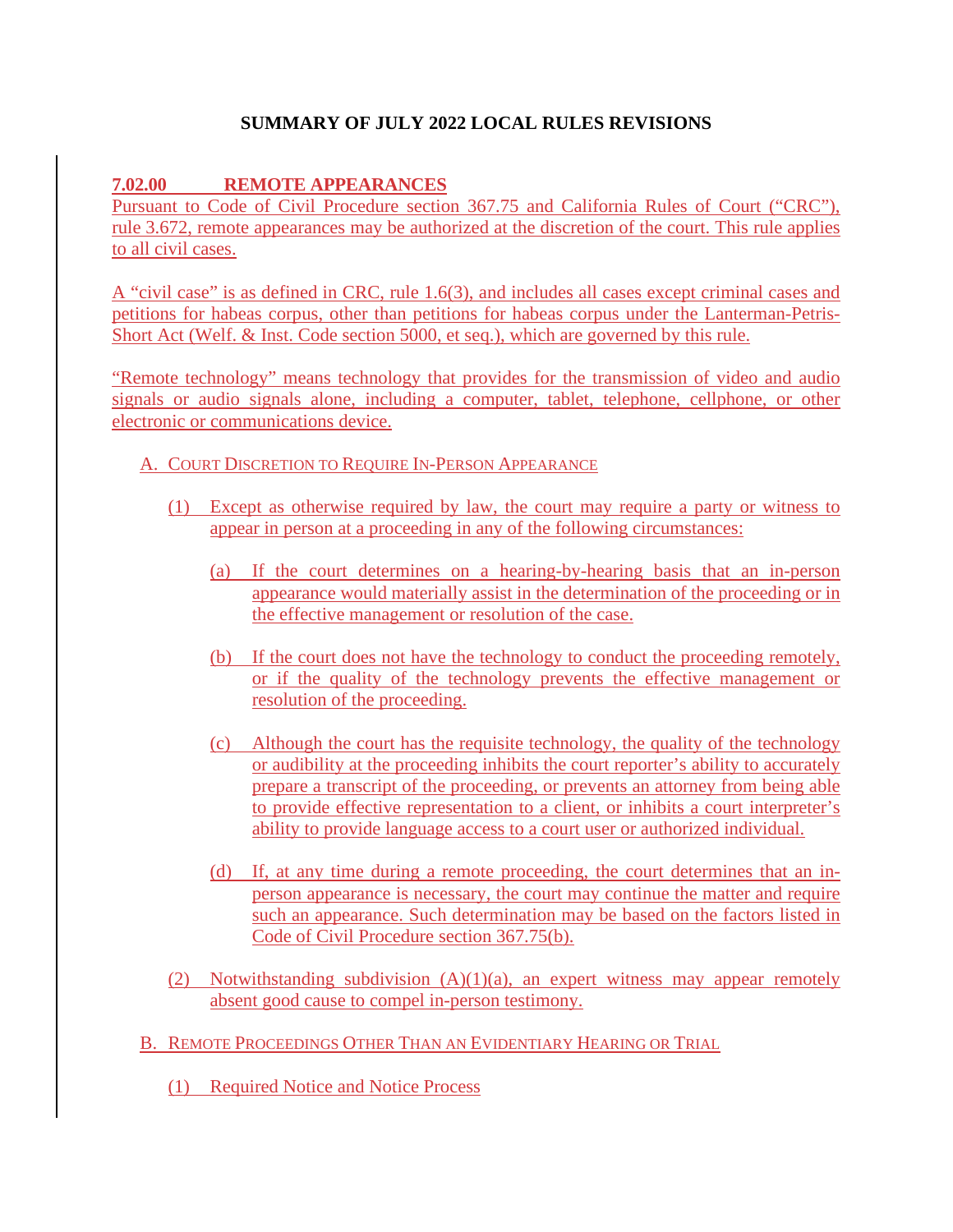# SUMMARY OF JULY 2022 LOCAL RULES REVISIONS

## 7.02.00 REMOTE APPEARANCES

Pursuant to Code of Civil Procedure section 367.75 and California Rules of Court ("CRC"), rule 3.672, remote appearances may be authorized at the discretion of the court. This rule applies to all civil cases.

A "civil case" is as defined in CRC, rule 1.6(3), and includes all cases except criminal cases and petitions for habeas corpus, other than petitions for habeas corpus under the Lanterman-Petris-Short Act (Welf. & Inst. Code section 5000, et seq.), which are governed by this rule.

"Remote technology" means technology that provides for the transmission of video and audio signals or audio signals alone, including a computer, tablet, telephone, cellphone, or other electronic or communications device.

### A. Court Discretion to Require In-Person Appearance

(1) Except as otherwise required by law, the court may require a party or witness to appear in person at a proceeding in any of the following circumstances:

(a) If the court determines on a hearing-by-hearing basis that an in-person appearance would materially assist in the determination of the proceeding or in the effective management or resolution of the case.

(b) If the court does not have the technology to conduct the proceeding remotely, or if the quality of the technology prevents the effective management or resolution of the proceeding.

(c) Although the court has the requisite technology, the quality of the technology or audibility at the proceeding inhibits the court reporter's ability to accurately prepare a transcript of the proceeding, or prevents an attorney from being able to provide effective representation to a client, or inhibits a court interpreter's ability to provide language access to a court user or authorized individual.

(d) If, at any time during a remote proceeding, the court determines that an in-person appearance is necessary, the court may continue the matter and require such an appearance. Such determination may be based on the factors listed in Code of Civil Procedure section 367.75(b).

(2) Notwithstanding subdivision (A)(1)(a), an expert witness may appear remotely absent good cause to compel in-person testimony.

### B. Remote Proceedings Other Than an Evidentiary Hearing or Trial

(1) Required Notice and Notice Process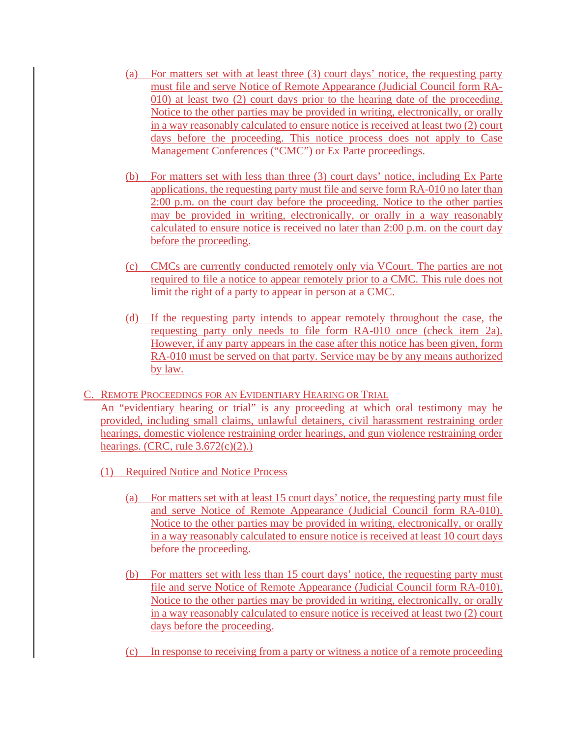(a) For matters set with at least three (3) court days' notice, the requesting party must file and serve Notice of Remote Appearance (Judicial Council form RA-010) at least two (2) court days prior to the hearing date of the proceeding. Notice to the other parties may be provided in writing, electronically, or orally in a way reasonably calculated to ensure notice is received at least two (2) court days before the proceeding. This notice process does not apply to Case Management Conferences ("CMC") or Ex Parte proceedings.

(b) For matters set with less than three (3) court days' notice, including Ex Parte applications, the requesting party must file and serve form RA-010 no later than 2:00 p.m. on the court day before the proceeding. Notice to the other parties may be provided in writing, electronically, or orally in a way reasonably calculated to ensure notice is received no later than 2:00 p.m. on the court day before the proceeding.

(c) CMCs are currently conducted remotely only via VCourt. The parties are not required to file a notice to appear remotely prior to a CMC. This rule does not limit the right of a party to appear in person at a CMC.

(d) If the requesting party intends to appear remotely throughout the case, the requesting party only needs to file form RA-010 once (check item 2a). However, if any party appears in the case after this notice has been given, form RA-010 must be served on that party. Service may be by any means authorized by law.

C. REMOTE PROCEEDINGS FOR AN EVIDENTIARY HEARING OR TRIAL

An "evidentiary hearing or trial" is any proceeding at which oral testimony may be provided, including small claims, unlawful detainers, civil harassment restraining order hearings, domestic violence restraining order hearings, and gun violence restraining order hearings. (CRC, rule 3.672(c)(2).)

(1) Required Notice and Notice Process

(a) For matters set with at least 15 court days' notice, the requesting party must file and serve Notice of Remote Appearance (Judicial Council form RA-010). Notice to the other parties may be provided in writing, electronically, or orally in a way reasonably calculated to ensure notice is received at least 10 court days before the proceeding.

(b) For matters set with less than 15 court days' notice, the requesting party must file and serve Notice of Remote Appearance (Judicial Council form RA-010). Notice to the other parties may be provided in writing, electronically, or orally in a way reasonably calculated to ensure notice is received at least two (2) court days before the proceeding.

(c) In response to receiving from a party or witness a notice of a remote proceeding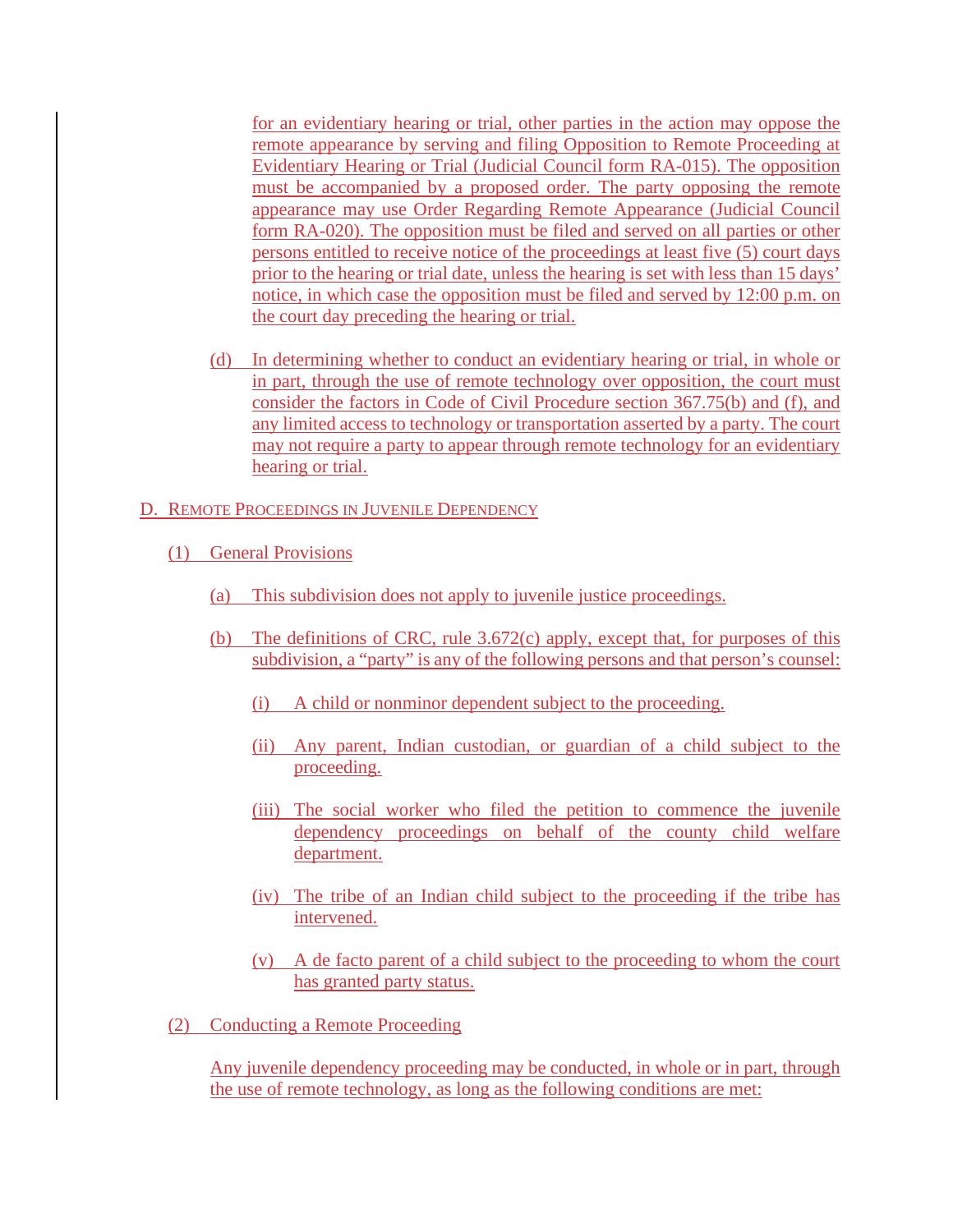for an evidentiary hearing or trial, other parties in the action may oppose the remote appearance by serving and filing Opposition to Remote Proceeding at Evidentiary Hearing or Trial (Judicial Council form RA-015). The opposition must be accompanied by a proposed order. The party opposing the remote appearance may use Order Regarding Remote Appearance (Judicial Council form RA-020). The opposition must be filed and served on all parties or other persons entitled to receive notice of the proceedings at least five (5) court days prior to the hearing or trial date, unless the hearing is set with less than 15 days' notice, in which case the opposition must be filed and served by 12:00 p.m. on the court day preceding the hearing or trial.

(d) In determining whether to conduct an evidentiary hearing or trial, in whole or in part, through the use of remote technology over opposition, the court must consider the factors in Code of Civil Procedure section 367.75(b) and (f), and any limited access to technology or transportation asserted by a party. The court may not require a party to appear through remote technology for an evidentiary hearing or trial.

## D. REMOTE PROCEEDINGS IN JUVENILE DEPENDENCY

### (1) General Provisions

(a) This subdivision does not apply to juvenile justice proceedings.

(b) The definitions of CRC, rule 3.672(c) apply, except that, for purposes of this subdivision, a "party" is any of the following persons and that person's counsel:

(i) A child or nonminor dependent subject to the proceeding.

(ii) Any parent, Indian custodian, or guardian of a child subject to the proceeding.

(iii) The social worker who filed the petition to commence the juvenile dependency proceedings on behalf of the county child welfare department.

(iv) The tribe of an Indian child subject to the proceeding if the tribe has intervened.

(v) A de facto parent of a child subject to the proceeding to whom the court has granted party status.

### (2) Conducting a Remote Proceeding

Any juvenile dependency proceeding may be conducted, in whole or in part, through the use of remote technology, as long as the following conditions are met: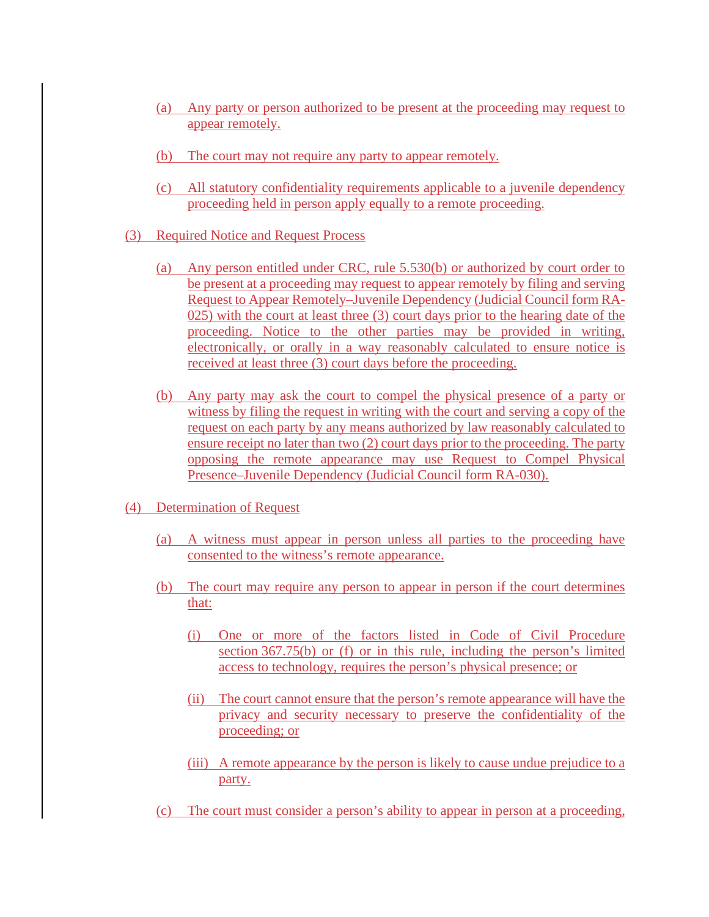(a) Any party or person authorized to be present at the proceeding may request to appear remotely.

(b) The court may not require any party to appear remotely.

(c) All statutory confidentiality requirements applicable to a juvenile dependency proceeding held in person apply equally to a remote proceeding.

(3) Required Notice and Request Process

(a) Any person entitled under CRC, rule 5.530(b) or authorized by court order to be present at a proceeding may request to appear remotely by filing and serving Request to Appear Remotely–Juvenile Dependency (Judicial Council form RA-025) with the court at least three (3) court days prior to the hearing date of the proceeding. Notice to the other parties may be provided in writing, electronically, or orally in a way reasonably calculated to ensure notice is received at least three (3) court days before the proceeding.

(b) Any party may ask the court to compel the physical presence of a party or witness by filing the request in writing with the court and serving a copy of the request on each party by any means authorized by law reasonably calculated to ensure receipt no later than two (2) court days prior to the proceeding. The party opposing the remote appearance may use Request to Compel Physical Presence–Juvenile Dependency (Judicial Council form RA-030).

(4) Determination of Request

(a) A witness must appear in person unless all parties to the proceeding have consented to the witness's remote appearance.

(b) The court may require any person to appear in person if the court determines that:

(i) One or more of the factors listed in Code of Civil Procedure section 367.75(b) or (f) or in this rule, including the person's limited access to technology, requires the person's physical presence; or

(ii) The court cannot ensure that the person's remote appearance will have the privacy and security necessary to preserve the confidentiality of the proceeding; or

(iii) A remote appearance by the person is likely to cause undue prejudice to a party.

(c) The court must consider a person's ability to appear in person at a proceeding,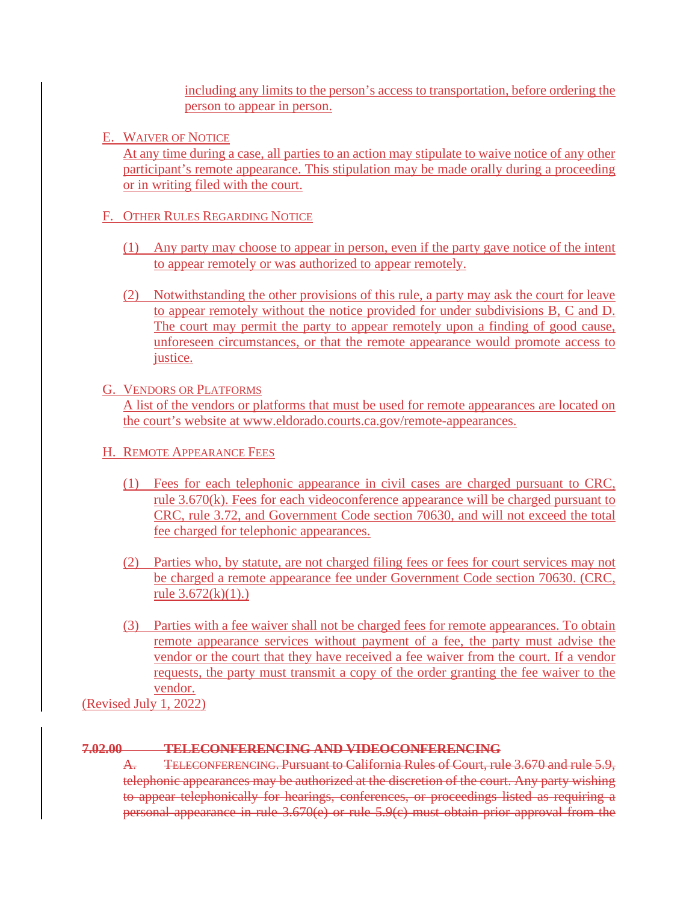including any limits to the person's access to transportation, before ordering the person to appear in person.

E. Waiver of Notice
At any time during a case, all parties to an action may stipulate to waive notice of any other participant's remote appearance. This stipulation may be made orally during a proceeding or in writing filed with the court.

F. Other Rules Regarding Notice

(1) Any party may choose to appear in person, even if the party gave notice of the intent to appear remotely or was authorized to appear remotely.

(2) Notwithstanding the other provisions of this rule, a party may ask the court for leave to appear remotely without the notice provided for under subdivisions B, C and D. The court may permit the party to appear remotely upon a finding of good cause, unforeseen circumstances, or that the remote appearance would promote access to justice.

G. Vendors or Platforms
A list of the vendors or platforms that must be used for remote appearances are located on the court's website at www.eldorado.courts.ca.gov/remote-appearances.

H. Remote Appearance Fees

(1) Fees for each telephonic appearance in civil cases are charged pursuant to CRC, rule 3.670(k). Fees for each videoconference appearance will be charged pursuant to CRC, rule 3.72, and Government Code section 70630, and will not exceed the total fee charged for telephonic appearances.

(2) Parties who, by statute, are not charged filing fees or fees for court services may not be charged a remote appearance fee under Government Code section 70630. (CRC, rule 3.672(k)(1).)

(3) Parties with a fee waiver shall not be charged fees for remote appearances. To obtain remote appearance services without payment of a fee, the party must advise the vendor or the court that they have received a fee waiver from the court. If a vendor requests, the party must transmit a copy of the order granting the fee waiver to the vendor.

(Revised July 1, 2022)

~~**7.02.00 TELECONFERENCING AND VIDEOCONFERENCING**~~

~~A. Teleconferencing. Pursuant to California Rules of Court, rule 3.670 and rule 5.9, telephonic appearances may be authorized at the discretion of the court. Any party wishing to appear telephonically for hearings, conferences, or proceedings listed as requiring a personal appearance in rule 3.670(e) or rule 5.9(c) must obtain prior approval from the~~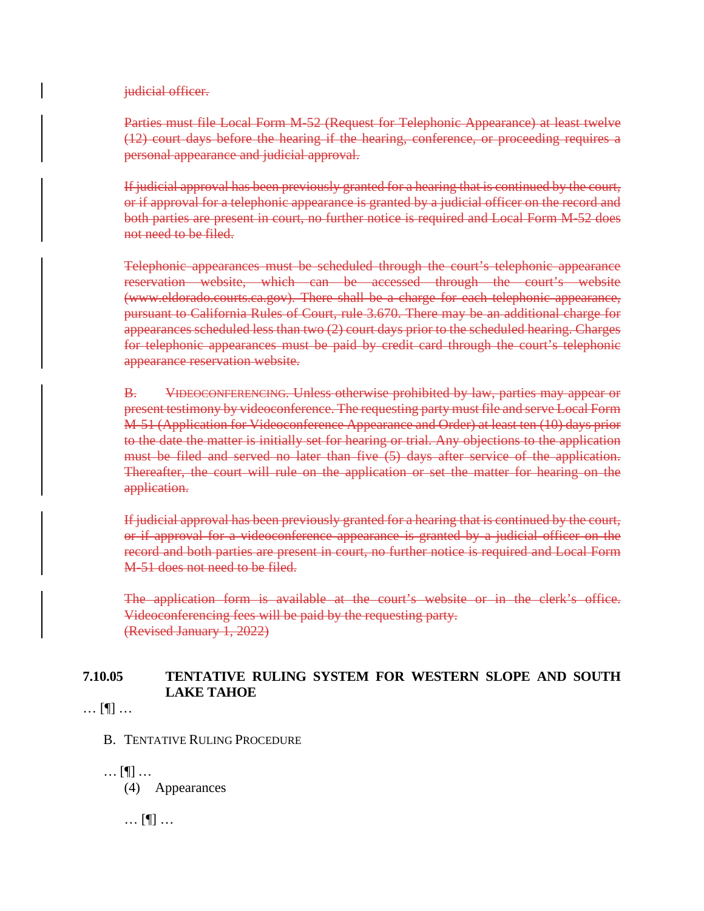~~judicial officer.~~

~~Parties must file Local Form M-52 (Request for Telephonic Appearance) at least twelve (12) court days before the hearing if the hearing, conference, or proceeding requires a personal appearance and judicial approval.~~

~~If judicial approval has been previously granted for a hearing that is continued by the court, or if approval for a telephonic appearance is granted by a judicial officer on the record and both parties are present in court, no further notice is required and Local Form M-52 does not need to be filed.~~

~~Telephonic appearances must be scheduled through the court's telephonic appearance reservation website, which can be accessed through the court's website (www.eldorado.courts.ca.gov). There shall be a charge for each telephonic appearance, pursuant to California Rules of Court, rule 3.670. There may be an additional charge for appearances scheduled less than two (2) court days prior to the scheduled hearing. Charges for telephonic appearances must be paid by credit card through the court's telephonic appearance reservation website.~~

~~B. VIDEOCONFERENCING. Unless otherwise prohibited by law, parties may appear or present testimony by videoconference. The requesting party must file and serve Local Form M-51 (Application for Videoconference Appearance and Order) at least ten (10) days prior to the date the matter is initially set for hearing or trial. Any objections to the application must be filed and served no later than five (5) days after service of the application. Thereafter, the court will rule on the application or set the matter for hearing on the application.~~

~~If judicial approval has been previously granted for a hearing that is continued by the court, or if approval for a videoconference appearance is granted by a judicial officer on the record and both parties are present in court, no further notice is required and Local Form M-51 does not need to be filed.~~

~~The application form is available at the court's website or in the clerk's office. Videoconferencing fees will be paid by the requesting party.~~
~~(Revised January 1, 2022)~~

**7.10.05 TENTATIVE RULING SYSTEM FOR WESTERN SLOPE AND SOUTH LAKE TAHOE**

… [¶] …

B. TENTATIVE RULING PROCEDURE

… [¶] …

(4) Appearances

… [¶] …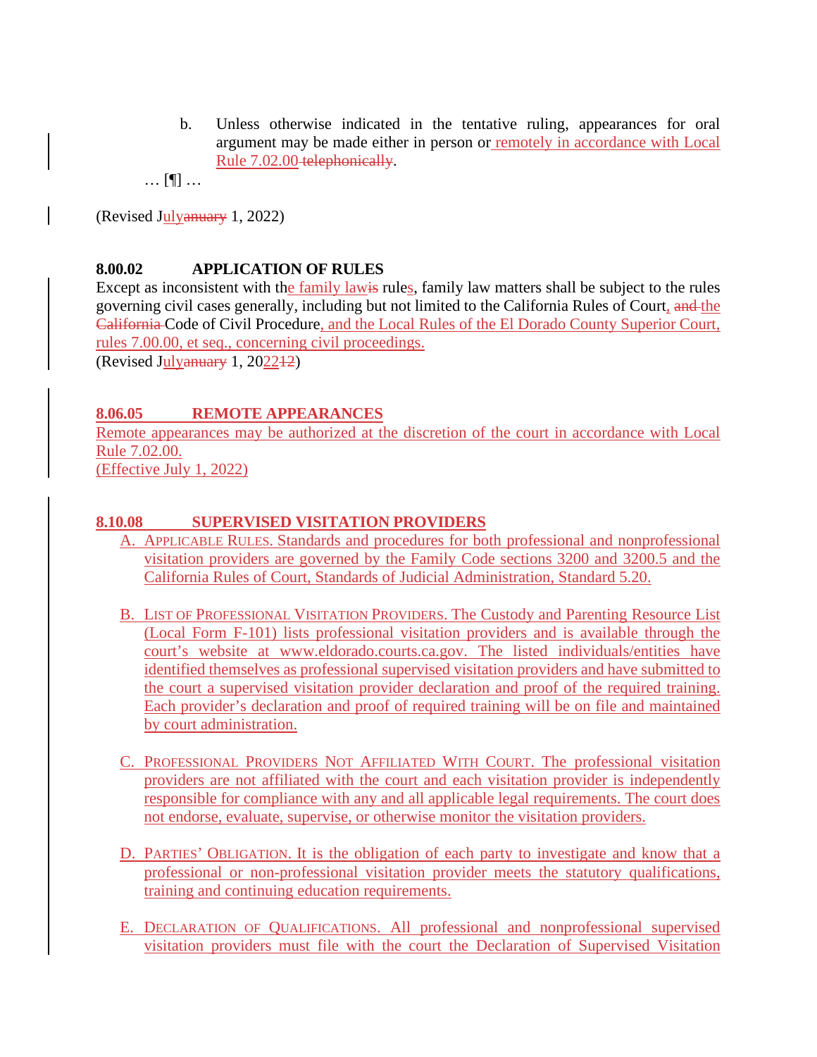b. Unless otherwise indicated in the tentative ruling, appearances for oral argument may be made either in person or remotely in accordance with Local Rule 7.02.00 ~~telephonically~~.

… [¶] …

(Revised July~~anuary~~ 1, 2022)

**8.00.02 APPLICATION OF RULES**

Except as inconsistent with the family law~~is~~ rules, family law matters shall be subject to the rules governing civil cases generally, including but not limited to the California Rules of Court, ~~and~~ the ~~California~~ Code of Civil Procedure, and the Local Rules of the El Dorado County Superior Court, rules 7.00.00, et seq., concerning civil proceedings.

(Revised July~~anuary~~ 1, 2022~~12~~)

**8.06.05 REMOTE APPEARANCES**

Remote appearances may be authorized at the discretion of the court in accordance with Local Rule 7.02.00.

(Effective July 1, 2022)

**8.10.08 SUPERVISED VISITATION PROVIDERS**

A. APPLICABLE RULES. Standards and procedures for both professional and nonprofessional visitation providers are governed by the Family Code sections 3200 and 3200.5 and the California Rules of Court, Standards of Judicial Administration, Standard 5.20.

B. LIST OF PROFESSIONAL VISITATION PROVIDERS. The Custody and Parenting Resource List (Local Form F-101) lists professional visitation providers and is available through the court's website at www.eldorado.courts.ca.gov. The listed individuals/entities have identified themselves as professional supervised visitation providers and have submitted to the court a supervised visitation provider declaration and proof of the required training. Each provider's declaration and proof of required training will be on file and maintained by court administration.

C. PROFESSIONAL PROVIDERS NOT AFFILIATED WITH COURT. The professional visitation providers are not affiliated with the court and each visitation provider is independently responsible for compliance with any and all applicable legal requirements. The court does not endorse, evaluate, supervise, or otherwise monitor the visitation providers.

D. PARTIES' OBLIGATION. It is the obligation of each party to investigate and know that a professional or non-professional visitation provider meets the statutory qualifications, training and continuing education requirements.

E. DECLARATION OF QUALIFICATIONS. All professional and nonprofessional supervised visitation providers must file with the court the Declaration of Supervised Visitation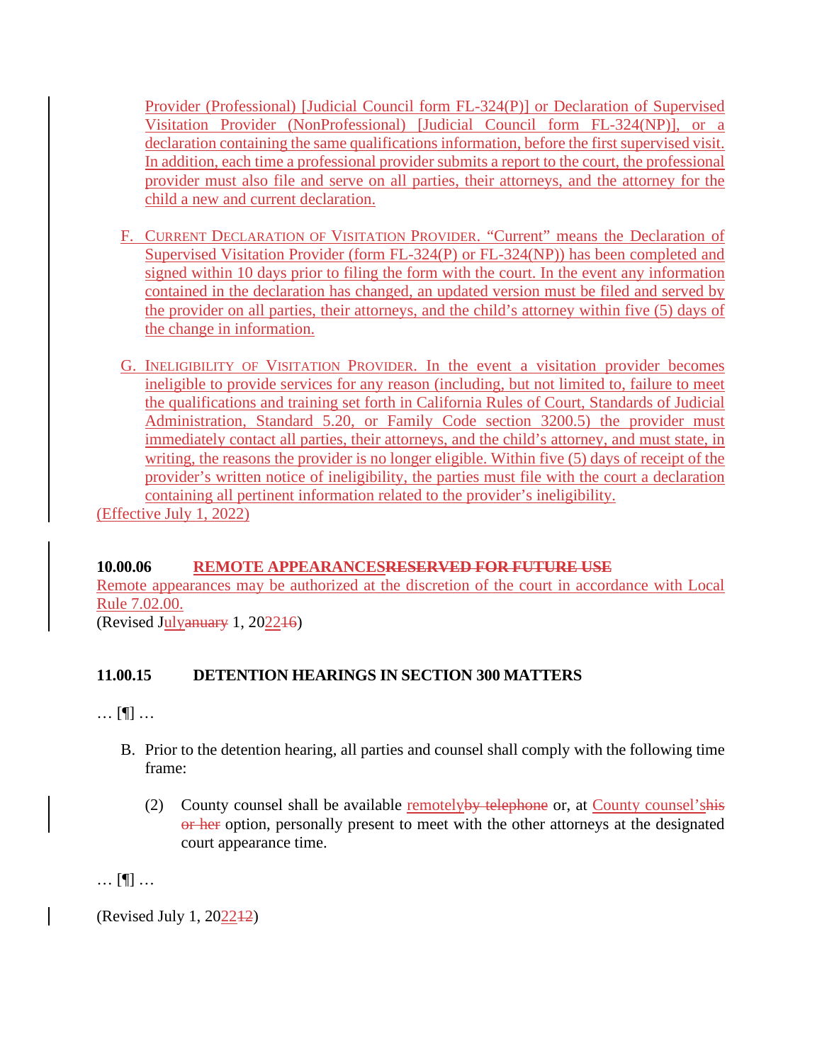Provider (Professional) [Judicial Council form FL-324(P)] or Declaration of Supervised Visitation Provider (NonProfessional) [Judicial Council form FL-324(NP)], or a declaration containing the same qualifications information, before the first supervised visit. In addition, each time a professional provider submits a report to the court, the professional provider must also file and serve on all parties, their attorneys, and the attorney for the child a new and current declaration.

F. CURRENT DECLARATION OF VISITATION PROVIDER. "Current" means the Declaration of Supervised Visitation Provider (form FL-324(P) or FL-324(NP)) has been completed and signed within 10 days prior to filing the form with the court. In the event any information contained in the declaration has changed, an updated version must be filed and served by the provider on all parties, their attorneys, and the child's attorney within five (5) days of the change in information.

G. INELIGIBILITY OF VISITATION PROVIDER. In the event a visitation provider becomes ineligible to provide services for any reason (including, but not limited to, failure to meet the qualifications and training set forth in California Rules of Court, Standards of Judicial Administration, Standard 5.20, or Family Code section 3200.5) the provider must immediately contact all parties, their attorneys, and the child's attorney, and must state, in writing, the reasons the provider is no longer eligible. Within five (5) days of receipt of the provider's written notice of ineligibility, the parties must file with the court a declaration containing all pertinent information related to the provider's ineligibility.

(Effective July 1, 2022)

**10.00.06 REMOTE APPEARANCES~~RESERVED FOR FUTURE USE~~**

Remote appearances may be authorized at the discretion of the court in accordance with Local Rule 7.02.00.

(Revised July~~anuary~~ 1, 2022~~16~~)

**11.00.15 DETENTION HEARINGS IN SECTION 300 MATTERS**

… [¶] …

B. Prior to the detention hearing, all parties and counsel shall comply with the following time frame:

(2) County counsel shall be available remotely~~by telephone~~ or, at County counsel's~~his or her~~ option, personally present to meet with the other attorneys at the designated court appearance time.

… [¶] …

(Revised July 1, 2022~~12~~)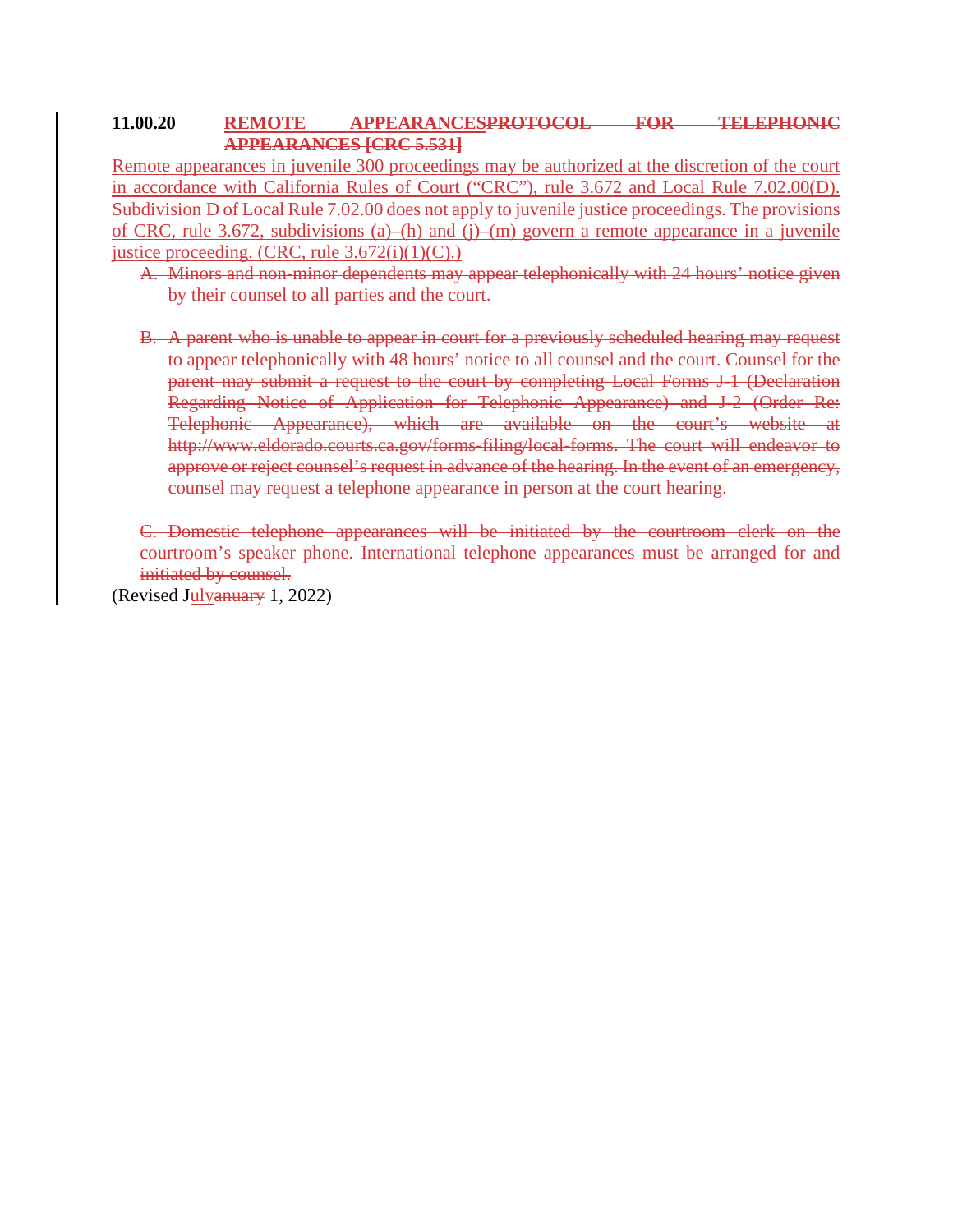**11.00.20 <u>REMOTE APPEARANCES</u>~~PROTOCOL FOR TELEPHONIC APPEARANCES [CRC 5.531]~~**

<u>Remote appearances in juvenile 300 proceedings may be authorized at the discretion of the court in accordance with California Rules of Court ("CRC"), rule 3.672 and Local Rule 7.02.00(D). Subdivision D of Local Rule 7.02.00 does not apply to juvenile justice proceedings. The provisions of CRC, rule 3.672, subdivisions (a)–(h) and (j)–(m) govern a remote appearance in a juvenile justice proceeding. (CRC, rule 3.672(i)(1)(C).)</u>

~~A. Minors and non-minor dependents may appear telephonically with 24 hours' notice given by their counsel to all parties and the court.~~

~~B. A parent who is unable to appear in court for a previously scheduled hearing may request to appear telephonically with 48 hours' notice to all counsel and the court. Counsel for the parent may submit a request to the court by completing Local Forms J-1 (Declaration Regarding Notice of Application for Telephonic Appearance) and J-2 (Order Re: Telephonic Appearance), which are available on the court's website at http://www.eldorado.courts.ca.gov/forms-filing/local-forms. The court will endeavor to approve or reject counsel's request in advance of the hearing. In the event of an emergency, counsel may request a telephone appearance in person at the court hearing.~~

~~C. Domestic telephone appearances will be initiated by the courtroom clerk on the courtroom's speaker phone. International telephone appearances must be arranged for and initiated by counsel.~~

(Revised J<u>uly</u>~~anuary~~ 1, 2022)